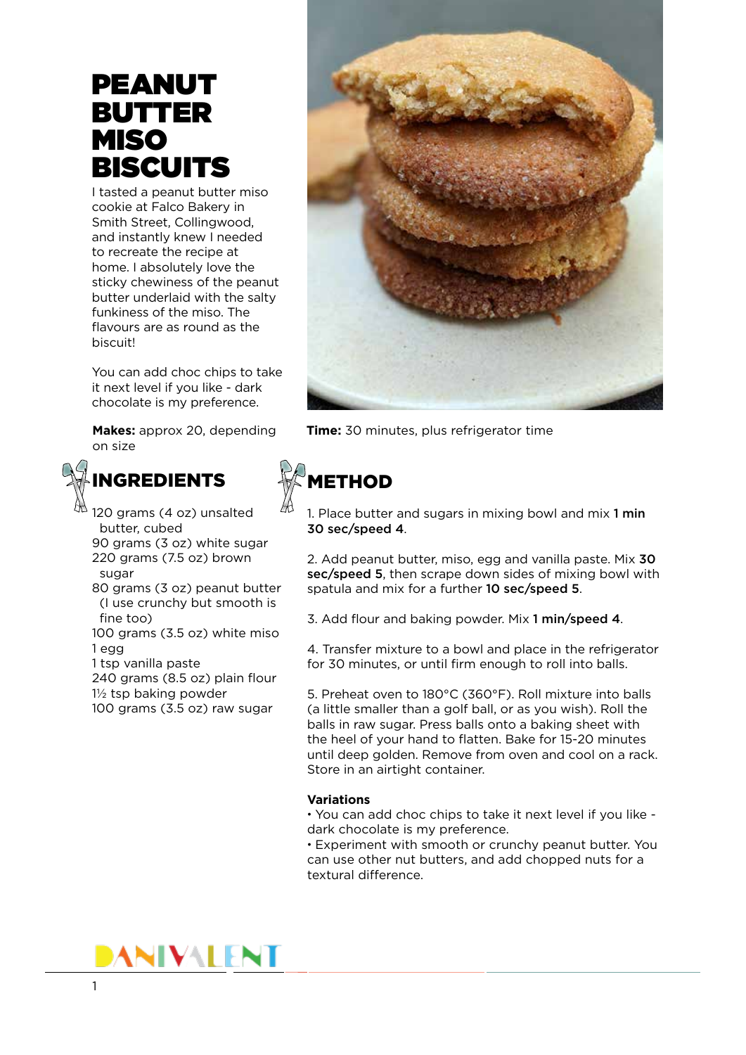# PEANUT BUTTER MISO BISCUITS

I tasted a peanut butter miso cookie at Falco Bakery in Smith Street, Collingwood, and instantly knew I needed to recreate the recipe at home. I absolutely love the sticky chewiness of the peanut butter underlaid with the salty funkiness of the miso. The flavours are as round as the biscuit!

You can add choc chips to take it next level if you like - dark chocolate is my preference.

**Makes:** approx 20, depending on size

**Time:** 30 minutes, plus refrigerator time

## INGREDIENTS

- 120 grams (4 oz) unsalted butter, cubed
- 90 grams (3 oz) white sugar
- 220 grams (7.5 oz) brown sugar
- 80 grams (3 oz) peanut butter (I use crunchy but smooth is fine too)
- 100 grams (3.5 oz) white miso
- 1 egg
- 1 tsp vanilla paste
- 240 grams (8.5 oz) plain flour
- 1½ tsp baking powder
- 100 grams (3.5 oz) raw sugar

## METHOD

1. Place butter and sugars in mixing bowl and mix **1 min 30 sec/speed 4**.

2. Add peanut butter, miso, egg and vanilla paste. Mix **30 sec/speed 5**, then scrape down sides of mixing bowl with spatula and mix for a further **10 sec/speed 5**.

3. Add flour and baking powder. Mix **1 min/speed 4**.

4. Transfer mixture to a bowl and place in the refrigerator for 30 minutes, or until firm enough to roll into balls.

5. Preheat oven to 180°C (360°F). Roll mixture into balls (a little smaller than a golf ball, or as you wish). Roll the balls in raw sugar. Press balls onto a baking sheet with the heel of your hand to flatten. Bake for 15-20 minutes until deep golden. Remove from oven and cool on a rack. Store in an airtight container.

**Variations**

- You can add choc chips to take it next level if you like - dark chocolate is my preference.
- Experiment with smooth or crunchy peanut butter. You can use other nut butters, and add chopped nuts for a textural difference.

DANIVALENT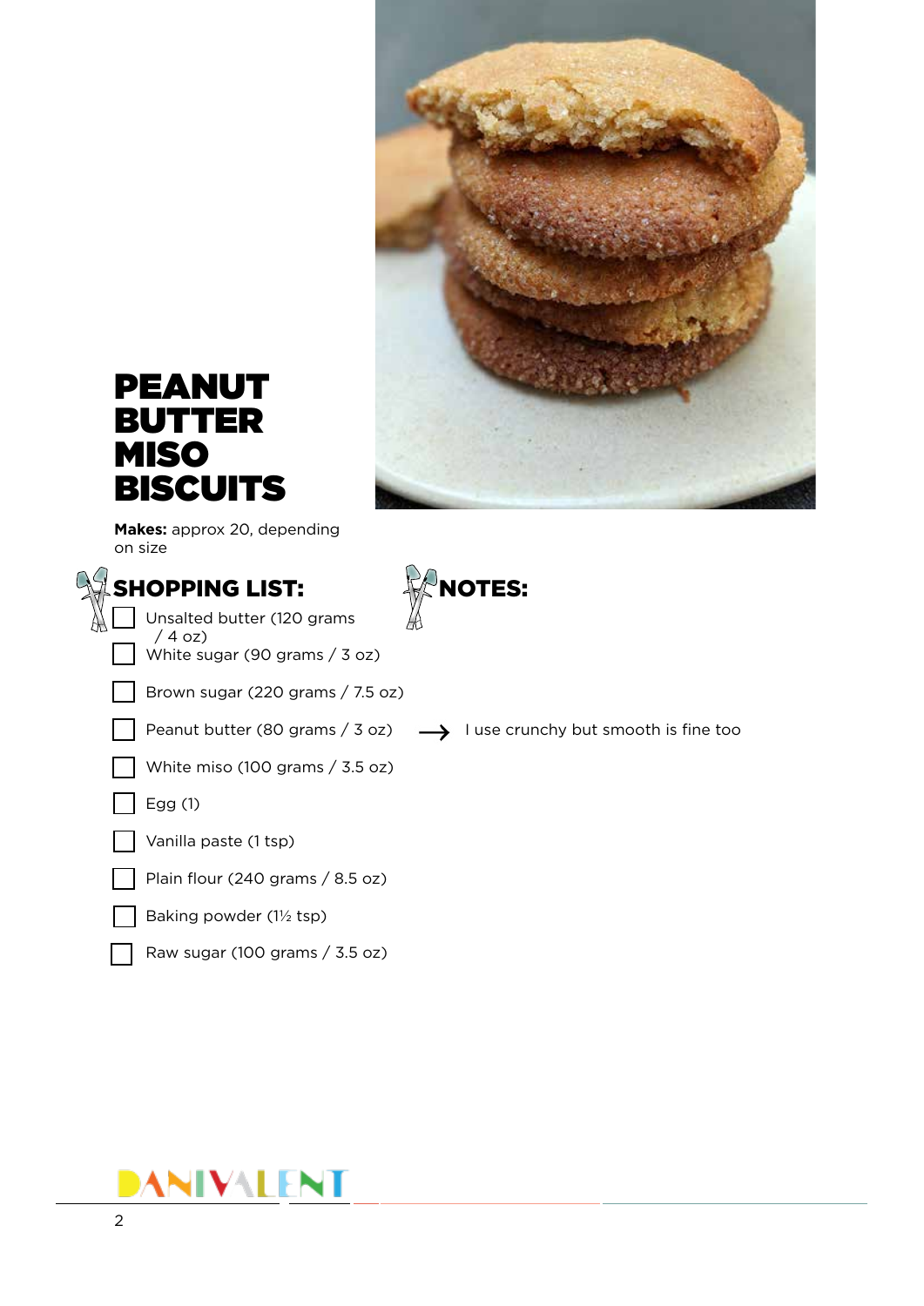# PEANUT BUTTER MISO BISCUITS

**Makes:** approx 20, depending on size

## SHOPPING LIST:

- [ ] Unsalted butter (120 grams / 4 oz)
- [ ] White sugar (90 grams / 3 oz)
- [ ] Brown sugar (220 grams / 7.5 oz)
- [ ] Peanut butter (80 grams / 3 oz)
- [ ] White miso (100 grams / 3.5 oz)
- [ ] Egg (1)
- [ ] Vanilla paste (1 tsp)
- [ ] Plain flour (240 grams / 8.5 oz)
- [ ] Baking powder (1½ tsp)
- [ ] Raw sugar (100 grams / 3.5 oz)

## NOTES:

→ I use crunchy but smooth is fine too

DANIVALENT